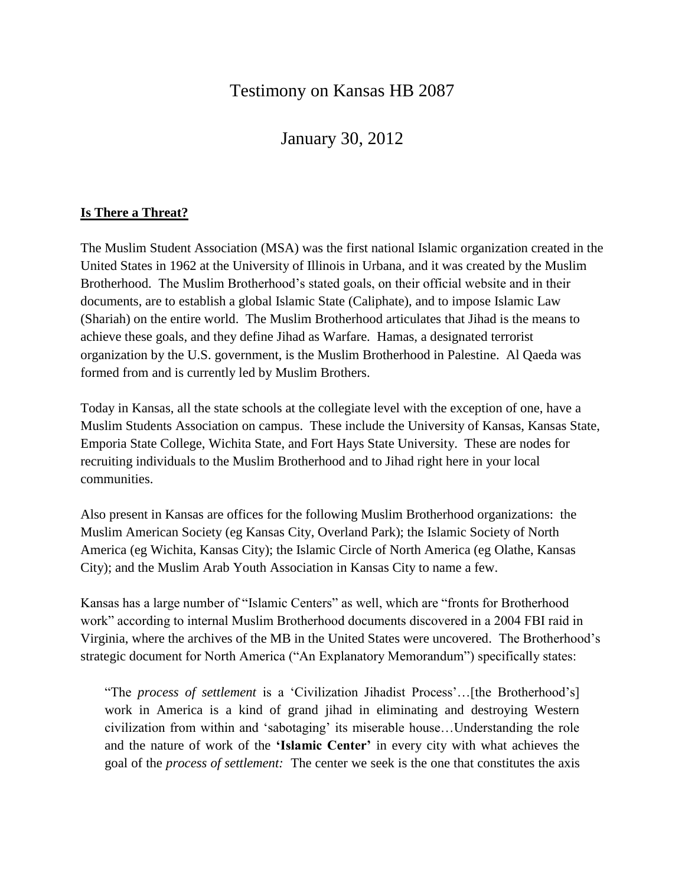# Testimony on Kansas HB 2087

## January 30, 2012

**Is There a Threat?**

The Muslim Student Association (MSA) was the first national Islamic organization created in the United States in 1962 at the University of Illinois in Urbana, and it was created by the Muslim Brotherhood. The Muslim Brotherhood's stated goals, on their official website and in their documents, are to establish a global Islamic State (Caliphate), and to impose Islamic Law (Shariah) on the entire world. The Muslim Brotherhood articulates that Jihad is the means to achieve these goals, and they define Jihad as Warfare. Hamas, a designated terrorist organization by the U.S. government, is the Muslim Brotherhood in Palestine. Al Qaeda was formed from and is currently led by Muslim Brothers.

Today in Kansas, all the state schools at the collegiate level with the exception of one, have a Muslim Students Association on campus. These include the University of Kansas, Kansas State, Emporia State College, Wichita State, and Fort Hays State University. These are nodes for recruiting individuals to the Muslim Brotherhood and to Jihad right here in your local communities.

Also present in Kansas are offices for the following Muslim Brotherhood organizations: the Muslim American Society (eg Kansas City, Overland Park); the Islamic Society of North America (eg Wichita, Kansas City); the Islamic Circle of North America (eg Olathe, Kansas City); and the Muslim Arab Youth Association in Kansas City to name a few.

Kansas has a large number of "Islamic Centers" as well, which are "fronts for Brotherhood work" according to internal Muslim Brotherhood documents discovered in a 2004 FBI raid in Virginia, where the archives of the MB in the United States were uncovered. The Brotherhood's strategic document for North America ("An Explanatory Memorandum") specifically states:

> "The *process of settlement* is a 'Civilization Jihadist Process'…[the Brotherhood's] work in America is a kind of grand jihad in eliminating and destroying Western civilization from within and 'sabotaging' its miserable house…Understanding the role and the nature of work of the **'Islamic Center'** in every city with what achieves the goal of the *process of settlement:* The center we seek is the one that constitutes the axis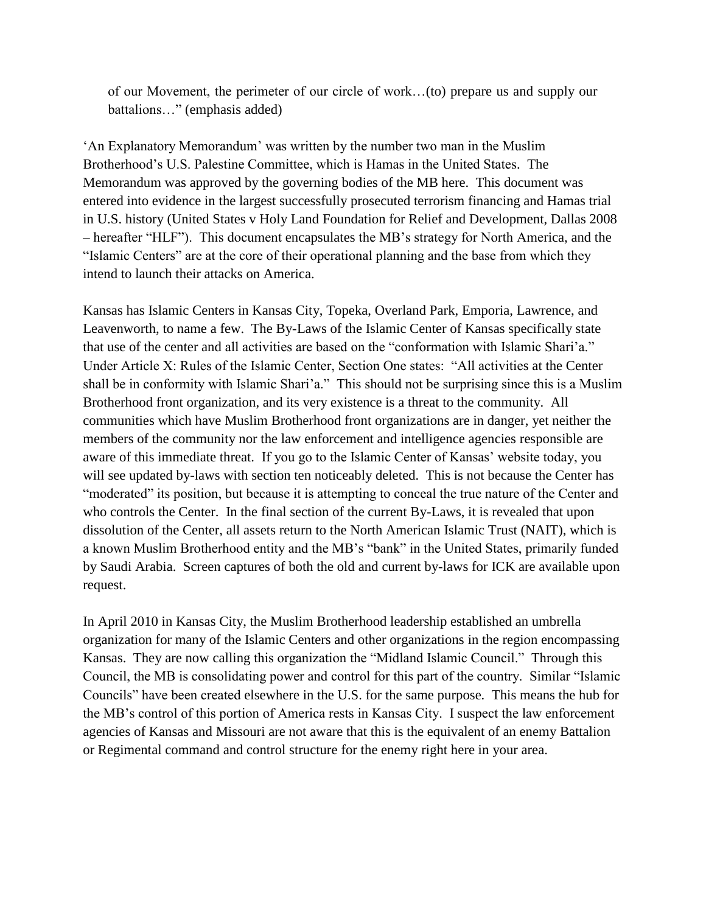of our Movement, the perimeter of our circle of work…(to) prepare us and supply our battalions…" (emphasis added)

'An Explanatory Memorandum' was written by the number two man in the Muslim Brotherhood's U.S. Palestine Committee, which is Hamas in the United States. The Memorandum was approved by the governing bodies of the MB here. This document was entered into evidence in the largest successfully prosecuted terrorism financing and Hamas trial in U.S. history (United States v Holy Land Foundation for Relief and Development, Dallas 2008 – hereafter "HLF"). This document encapsulates the MB's strategy for North America, and the "Islamic Centers" are at the core of their operational planning and the base from which they intend to launch their attacks on America.

Kansas has Islamic Centers in Kansas City, Topeka, Overland Park, Emporia, Lawrence, and Leavenworth, to name a few. The By-Laws of the Islamic Center of Kansas specifically state that use of the center and all activities are based on the "conformation with Islamic Shari'a." Under Article X: Rules of the Islamic Center, Section One states: "All activities at the Center shall be in conformity with Islamic Shari'a." This should not be surprising since this is a Muslim Brotherhood front organization, and its very existence is a threat to the community. All communities which have Muslim Brotherhood front organizations are in danger, yet neither the members of the community nor the law enforcement and intelligence agencies responsible are aware of this immediate threat. If you go to the Islamic Center of Kansas' website today, you will see updated by-laws with section ten noticeably deleted. This is not because the Center has "moderated" its position, but because it is attempting to conceal the true nature of the Center and who controls the Center. In the final section of the current By-Laws, it is revealed that upon dissolution of the Center, all assets return to the North American Islamic Trust (NAIT), which is a known Muslim Brotherhood entity and the MB's "bank" in the United States, primarily funded by Saudi Arabia. Screen captures of both the old and current by-laws for ICK are available upon request.

In April 2010 in Kansas City, the Muslim Brotherhood leadership established an umbrella organization for many of the Islamic Centers and other organizations in the region encompassing Kansas. They are now calling this organization the "Midland Islamic Council." Through this Council, the MB is consolidating power and control for this part of the country. Similar "Islamic Councils" have been created elsewhere in the U.S. for the same purpose. This means the hub for the MB's control of this portion of America rests in Kansas City. I suspect the law enforcement agencies of Kansas and Missouri are not aware that this is the equivalent of an enemy Battalion or Regimental command and control structure for the enemy right here in your area.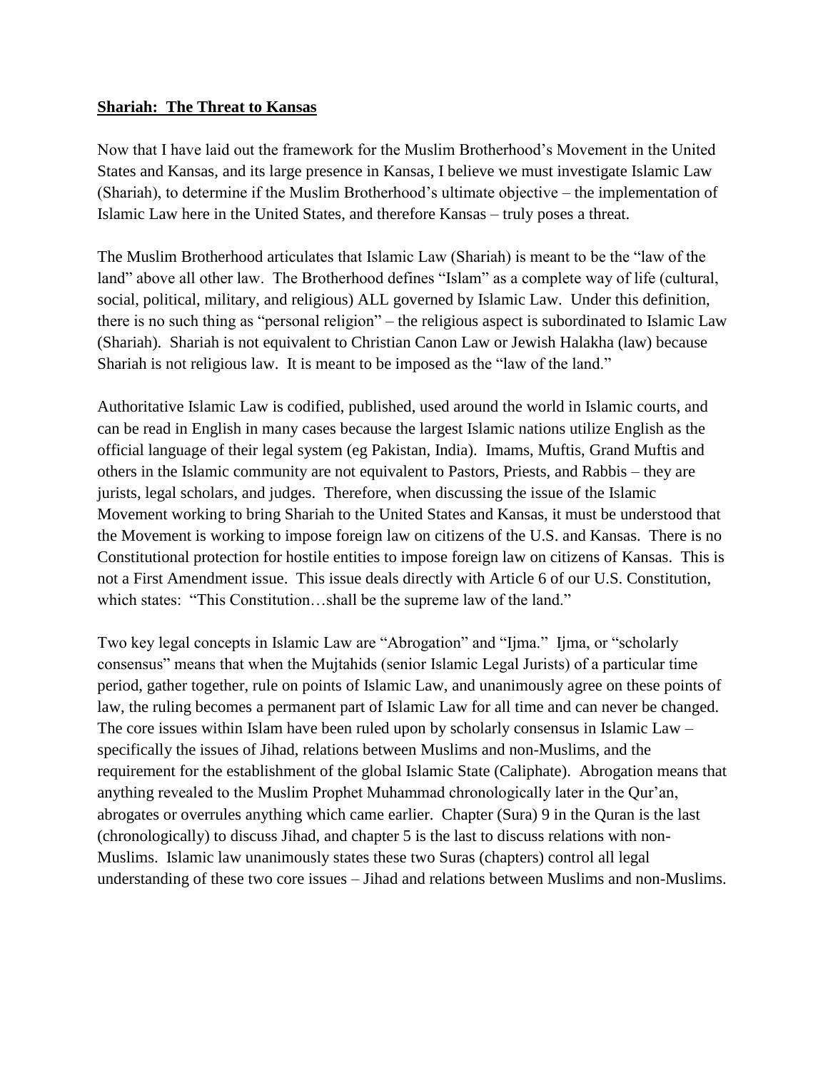**Shariah: The Threat to Kansas**

Now that I have laid out the framework for the Muslim Brotherhood's Movement in the United States and Kansas, and its large presence in Kansas, I believe we must investigate Islamic Law (Shariah), to determine if the Muslim Brotherhood's ultimate objective – the implementation of Islamic Law here in the United States, and therefore Kansas – truly poses a threat.

The Muslim Brotherhood articulates that Islamic Law (Shariah) is meant to be the "law of the land" above all other law. The Brotherhood defines "Islam" as a complete way of life (cultural, social, political, military, and religious) ALL governed by Islamic Law. Under this definition, there is no such thing as "personal religion" – the religious aspect is subordinated to Islamic Law (Shariah). Shariah is not equivalent to Christian Canon Law or Jewish Halakha (law) because Shariah is not religious law. It is meant to be imposed as the "law of the land."

Authoritative Islamic Law is codified, published, used around the world in Islamic courts, and can be read in English in many cases because the largest Islamic nations utilize English as the official language of their legal system (eg Pakistan, India). Imams, Muftis, Grand Muftis and others in the Islamic community are not equivalent to Pastors, Priests, and Rabbis – they are jurists, legal scholars, and judges. Therefore, when discussing the issue of the Islamic Movement working to bring Shariah to the United States and Kansas, it must be understood that the Movement is working to impose foreign law on citizens of the U.S. and Kansas. There is no Constitutional protection for hostile entities to impose foreign law on citizens of Kansas. This is not a First Amendment issue. This issue deals directly with Article 6 of our U.S. Constitution, which states: "This Constitution…shall be the supreme law of the land."

Two key legal concepts in Islamic Law are "Abrogation" and "Ijma." Ijma, or "scholarly consensus" means that when the Mujtahids (senior Islamic Legal Jurists) of a particular time period, gather together, rule on points of Islamic Law, and unanimously agree on these points of law, the ruling becomes a permanent part of Islamic Law for all time and can never be changed. The core issues within Islam have been ruled upon by scholarly consensus in Islamic Law – specifically the issues of Jihad, relations between Muslims and non-Muslims, and the requirement for the establishment of the global Islamic State (Caliphate). Abrogation means that anything revealed to the Muslim Prophet Muhammad chronologically later in the Qur'an, abrogates or overrules anything which came earlier. Chapter (Sura) 9 in the Quran is the last (chronologically) to discuss Jihad, and chapter 5 is the last to discuss relations with non-Muslims. Islamic law unanimously states these two Suras (chapters) control all legal understanding of these two core issues – Jihad and relations between Muslims and non-Muslims.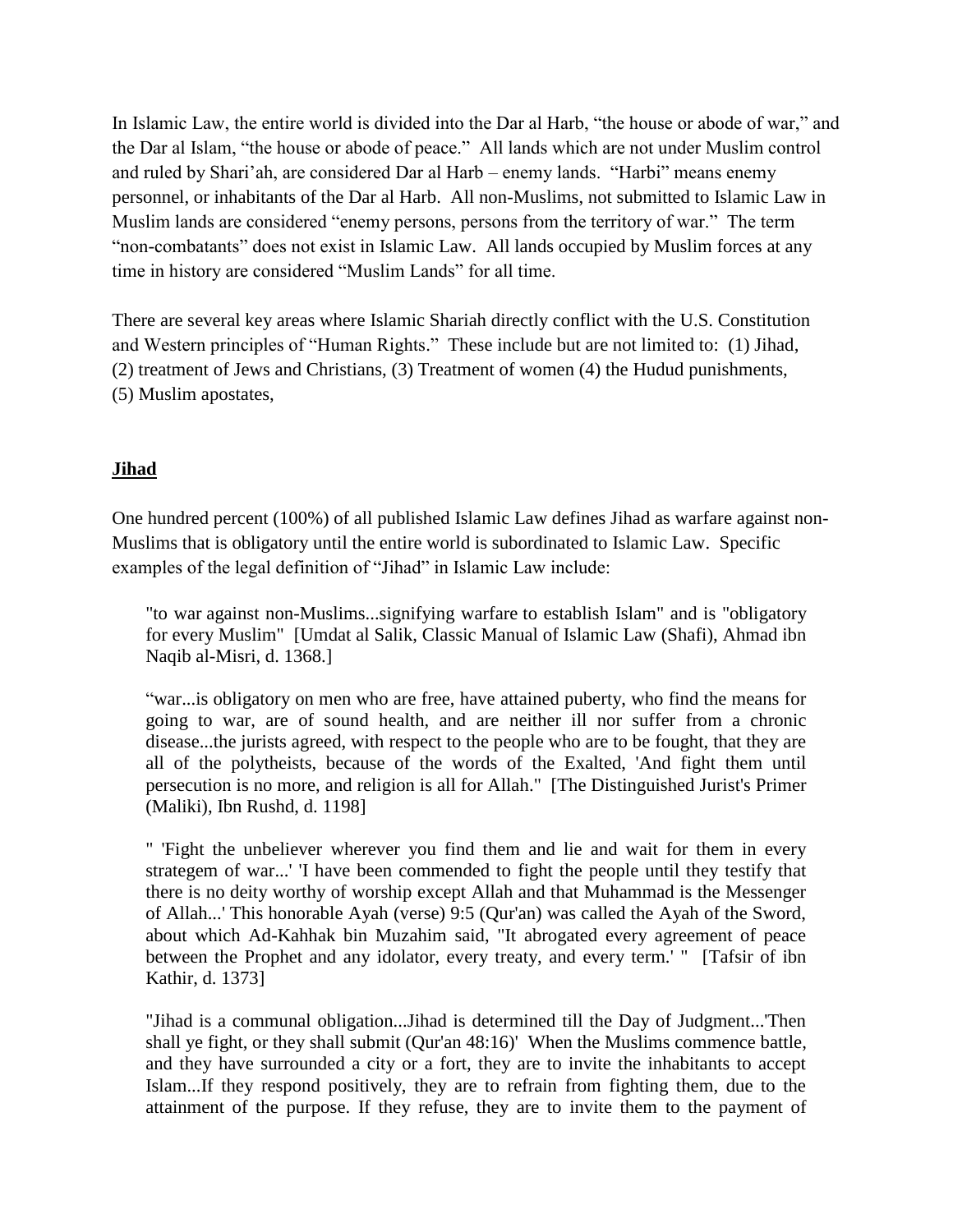In Islamic Law, the entire world is divided into the Dar al Harb, "the house or abode of war," and the Dar al Islam, "the house or abode of peace." All lands which are not under Muslim control and ruled by Shari'ah, are considered Dar al Harb – enemy lands. "Harbi" means enemy personnel, or inhabitants of the Dar al Harb. All non-Muslims, not submitted to Islamic Law in Muslim lands are considered "enemy persons, persons from the territory of war." The term "non-combatants" does not exist in Islamic Law. All lands occupied by Muslim forces at any time in history are considered "Muslim Lands" for all time.

There are several key areas where Islamic Shariah directly conflict with the U.S. Constitution and Western principles of "Human Rights." These include but are not limited to: (1) Jihad, (2) treatment of Jews and Christians, (3) Treatment of women (4) the Hudud punishments, (5) Muslim apostates,

## Jihad

One hundred percent (100%) of all published Islamic Law defines Jihad as warfare against non-Muslims that is obligatory until the entire world is subordinated to Islamic Law. Specific examples of the legal definition of "Jihad" in Islamic Law include:

> "to war against non-Muslims...signifying warfare to establish Islam" and is "obligatory for every Muslim" [Umdat al Salik, Classic Manual of Islamic Law (Shafi), Ahmad ibn Naqib al-Misri, d. 1368.]

> "war...is obligatory on men who are free, have attained puberty, who find the means for going to war, are of sound health, and are neither ill nor suffer from a chronic disease...the jurists agreed, with respect to the people who are to be fought, that they are all of the polytheists, because of the words of the Exalted, 'And fight them until persecution is no more, and religion is all for Allah." [The Distinguished Jurist's Primer (Maliki), Ibn Rushd, d. 1198]

> " 'Fight the unbeliever wherever you find them and lie and wait for them in every strategem of war...' 'I have been commended to fight the people until they testify that there is no deity worthy of worship except Allah and that Muhammad is the Messenger of Allah...' This honorable Ayah (verse) 9:5 (Qur'an) was called the Ayah of the Sword, about which Ad-Kahhak bin Muzahim said, "It abrogated every agreement of peace between the Prophet and any idolator, every treaty, and every term.' " [Tafsir of ibn Kathir, d. 1373]

> "Jihad is a communal obligation...Jihad is determined till the Day of Judgment...'Then shall ye fight, or they shall submit (Qur'an 48:16)' When the Muslims commence battle, and they have surrounded a city or a fort, they are to invite the inhabitants to accept Islam...If they respond positively, they are to refrain from fighting them, due to the attainment of the purpose. If they refuse, they are to invite them to the payment of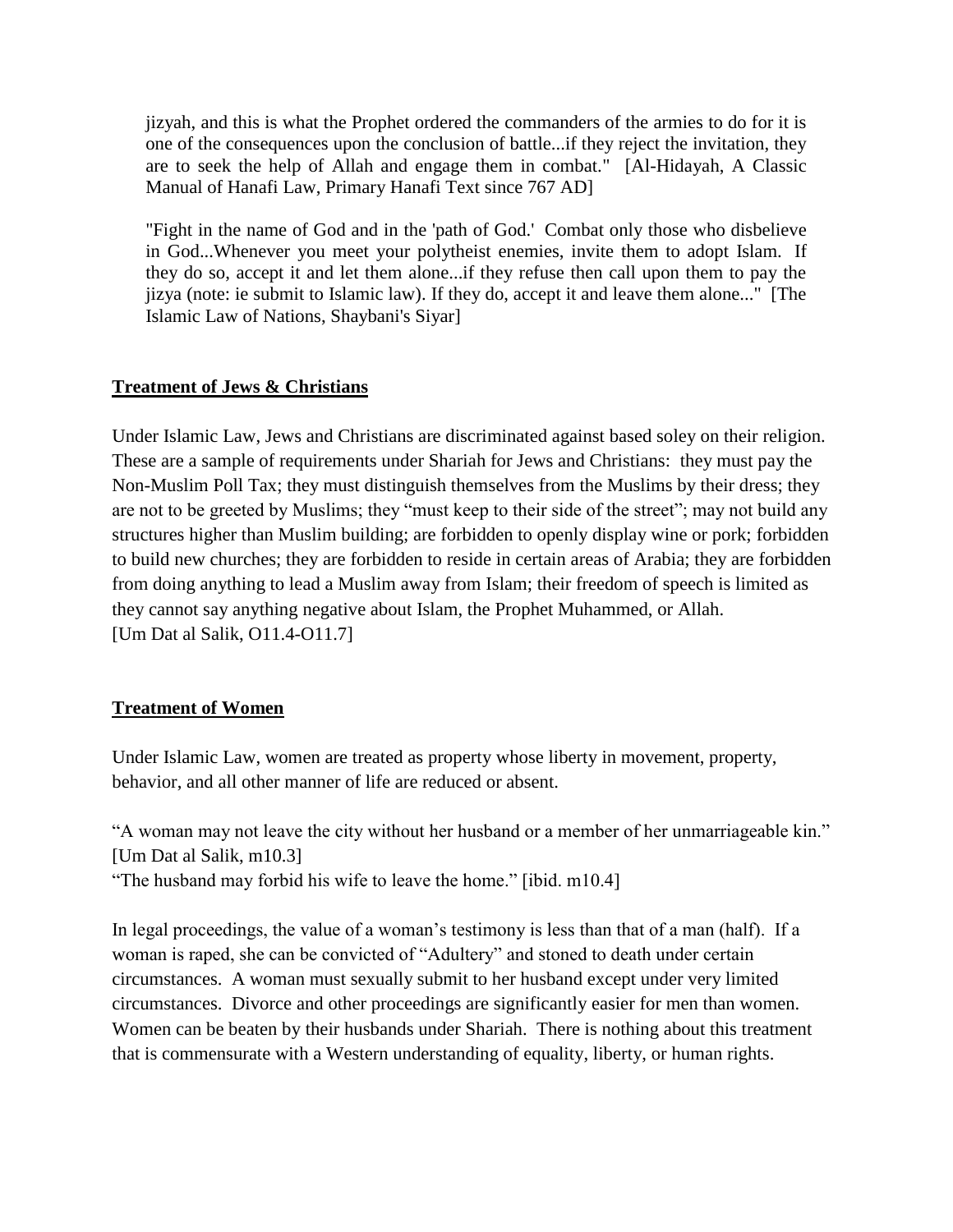> jizyah, and this is what the Prophet ordered the commanders of the armies to do for it is one of the consequences upon the conclusion of battle...if they reject the invitation, they are to seek the help of Allah and engage them in combat." [Al-Hidayah, A Classic Manual of Hanafi Law, Primary Hanafi Text since 767 AD]

> "Fight in the name of God and in the 'path of God.' Combat only those who disbelieve in God...Whenever you meet your polytheist enemies, invite them to adopt Islam. If they do so, accept it and let them alone...if they refuse then call upon them to pay the jizya (note: ie submit to Islamic law). If they do, accept it and leave them alone..." [The Islamic Law of Nations, Shaybani's Siyar]

**<u>Treatment of Jews & Christians</u>**

Under Islamic Law, Jews and Christians are discriminated against based soley on their religion. These are a sample of requirements under Shariah for Jews and Christians: they must pay the Non-Muslim Poll Tax; they must distinguish themselves from the Muslims by their dress; they are not to be greeted by Muslims; they "must keep to their side of the street"; may not build any structures higher than Muslim building; are forbidden to openly display wine or pork; forbidden to build new churches; they are forbidden to reside in certain areas of Arabia; they are forbidden from doing anything to lead a Muslim away from Islam; their freedom of speech is limited as they cannot say anything negative about Islam, the Prophet Muhammed, or Allah. [Um Dat al Salik, O11.4-O11.7]

**<u>Treatment of Women</u>**

Under Islamic Law, women are treated as property whose liberty in movement, property, behavior, and all other manner of life are reduced or absent.

"A woman may not leave the city without her husband or a member of her unmarriageable kin." [Um Dat al Salik, m10.3]
"The husband may forbid his wife to leave the home." [ibid. m10.4]

In legal proceedings, the value of a woman's testimony is less than that of a man (half). If a woman is raped, she can be convicted of "Adultery" and stoned to death under certain circumstances. A woman must sexually submit to her husband except under very limited circumstances. Divorce and other proceedings are significantly easier for men than women. Women can be beaten by their husbands under Shariah. There is nothing about this treatment that is commensurate with a Western understanding of equality, liberty, or human rights.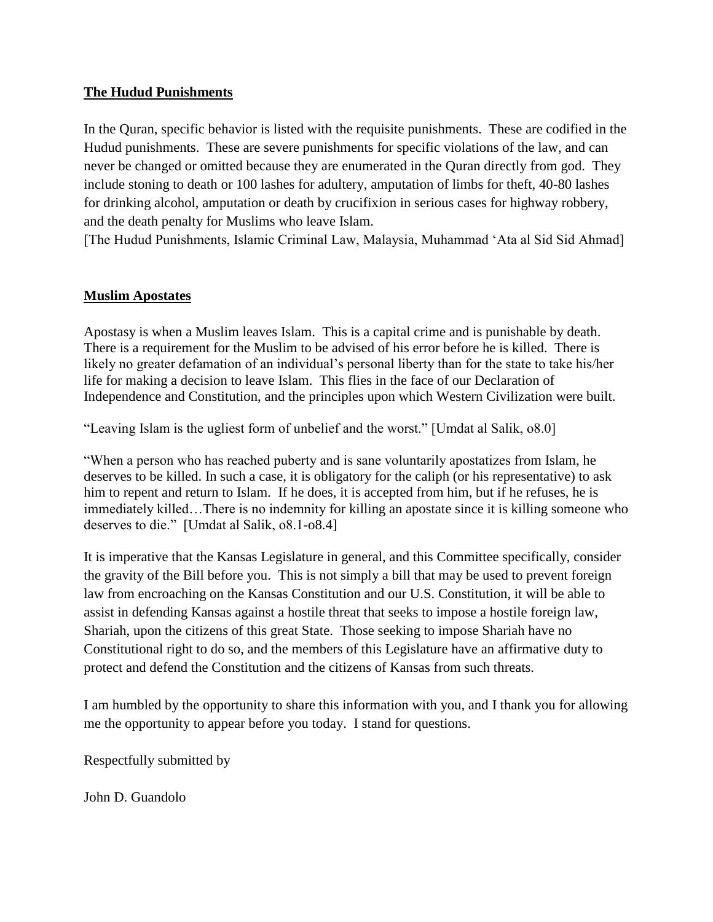**The Hudud Punishments**

In the Quran, specific behavior is listed with the requisite punishments. These are codified in the Hudud punishments. These are severe punishments for specific violations of the law, and can never be changed or omitted because they are enumerated in the Quran directly from god. They include stoning to death or 100 lashes for adultery, amputation of limbs for theft, 40-80 lashes for drinking alcohol, amputation or death by crucifixion in serious cases for highway robbery, and the death penalty for Muslims who leave Islam.
[The Hudud Punishments, Islamic Criminal Law, Malaysia, Muhammad 'Ata al Sid Sid Ahmad]

**Muslim Apostates**

Apostasy is when a Muslim leaves Islam. This is a capital crime and is punishable by death. There is a requirement for the Muslim to be advised of his error before he is killed. There is likely no greater defamation of an individual's personal liberty than for the state to take his/her life for making a decision to leave Islam. This flies in the face of our Declaration of Independence and Constitution, and the principles upon which Western Civilization were built.

"Leaving Islam is the ugliest form of unbelief and the worst." [Umdat al Salik, o8.0]

"When a person who has reached puberty and is sane voluntarily apostatizes from Islam, he deserves to be killed. In such a case, it is obligatory for the caliph (or his representative) to ask him to repent and return to Islam. If he does, it is accepted from him, but if he refuses, he is immediately killed…There is no indemnity for killing an apostate since it is killing someone who deserves to die." [Umdat al Salik, o8.1-o8.4]

It is imperative that the Kansas Legislature in general, and this Committee specifically, consider the gravity of the Bill before you. This is not simply a bill that may be used to prevent foreign law from encroaching on the Kansas Constitution and our U.S. Constitution, it will be able to assist in defending Kansas against a hostile threat that seeks to impose a hostile foreign law, Shariah, upon the citizens of this great State. Those seeking to impose Shariah have no Constitutional right to do so, and the members of this Legislature have an affirmative duty to protect and defend the Constitution and the citizens of Kansas from such threats.

I am humbled by the opportunity to share this information with you, and I thank you for allowing me the opportunity to appear before you today. I stand for questions.

Respectfully submitted by

John D. Guandolo